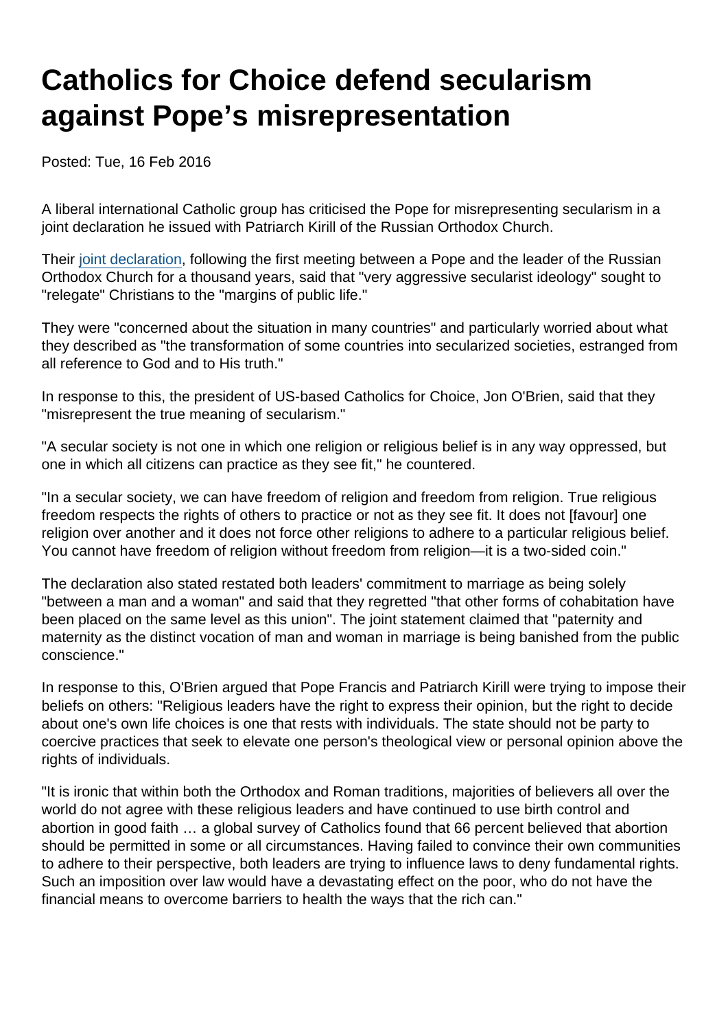# Catholics for Choice defend secularism against Pope's misrepresentation

Posted: Tue, 16 Feb 2016

A liberal international Catholic group has criticised the Pope for misrepresenting secularism in a joint declaration he issued with Patriarch Kirill of the Russian Orthodox Church.

Their joint declaration, following the first meeting between a Pope and the leader of the Russian Orthodox Church for a thousand years, said that "very aggressive secularist ideology" sought to "relegate" Christians to the "margins of public life."

They were "concerned about the situation in many countries" and particularly worried about what they described as "the transformation of some countries into secularized societies, estranged from all reference to God and to His truth."

In response to this, the president of US-based Catholics for Choice, Jon O'Brien, said that they "misrepresent the true meaning of secularism."

"A secular society is not one in which one religion or religious belief is in any way oppressed, but one in which all citizens can practice as they see fit," he countered.

"In a secular society, we can have freedom of religion and freedom from religion. True religious freedom respects the rights of others to practice or not as they see fit. It does not [favour] one religion over another and it does not force other religions to adhere to a particular religious belief. You cannot have freedom of religion without freedom from religion—it is a two-sided coin."

The declaration also stated restated both leaders' commitment to marriage as being solely "between a man and a woman" and said that they regretted "that other forms of cohabitation have been placed on the same level as this union". The joint statement claimed that "paternity and maternity as the distinct vocation of man and woman in marriage is being banished from the public conscience."

In response to this, O'Brien argued that Pope Francis and Patriarch Kirill were trying to impose their beliefs on others: "Religious leaders have the right to express their opinion, but the right to decide about one's own life choices is one that rests with individuals. The state should not be party to coercive practices that seek to elevate one person's theological view or personal opinion above the rights of individuals.

"It is ironic that within both the Orthodox and Roman traditions, majorities of believers all over the world do not agree with these religious leaders and have continued to use birth control and abortion in good faith … a global survey of Catholics found that 66 percent believed that abortion should be permitted in some or all circumstances. Having failed to convince their own communities to adhere to their perspective, both leaders are trying to influence laws to deny fundamental rights. Such an imposition over law would have a devastating effect on the poor, who do not have the financial means to overcome barriers to health the ways that the rich can."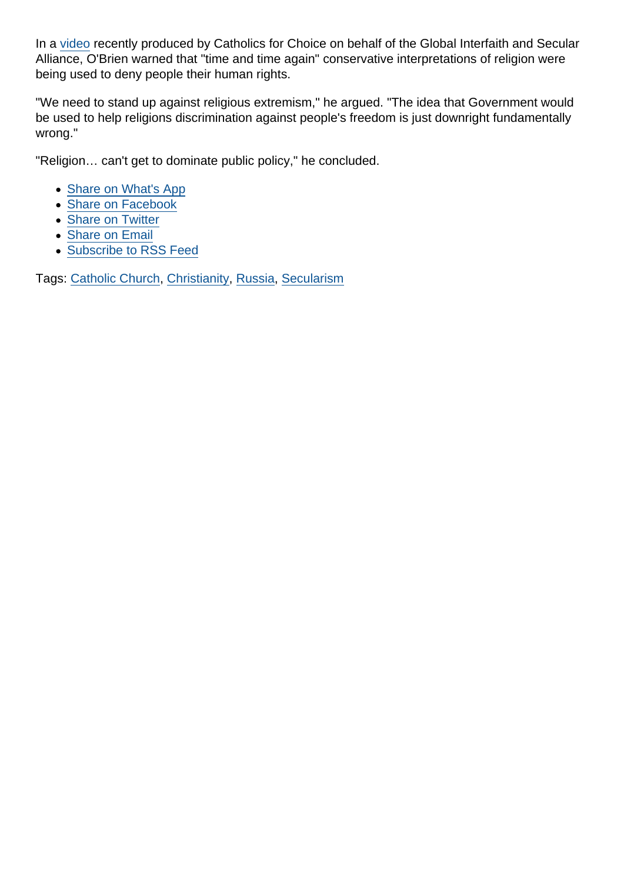In a [video](#) recently produced by Catholics for Choice on behalf of the Global Interfaith and Secular Alliance, O'Brien warned that "time and time again" conservative interpretations of religion were being used to deny people their human rights.

"We need to stand up against religious extremism," he argued. "The idea that Government would be used to help religions discrimination against people's freedom is just downright fundamentally wrong."

"Religion… can't get to dominate public policy," he concluded.

- Share on What's App
- Share on Facebook
- Share on Twitter
- Share on Email
- Subscribe to RSS Feed

Tags: Catholic Church, Christianity, Russia, Secularism